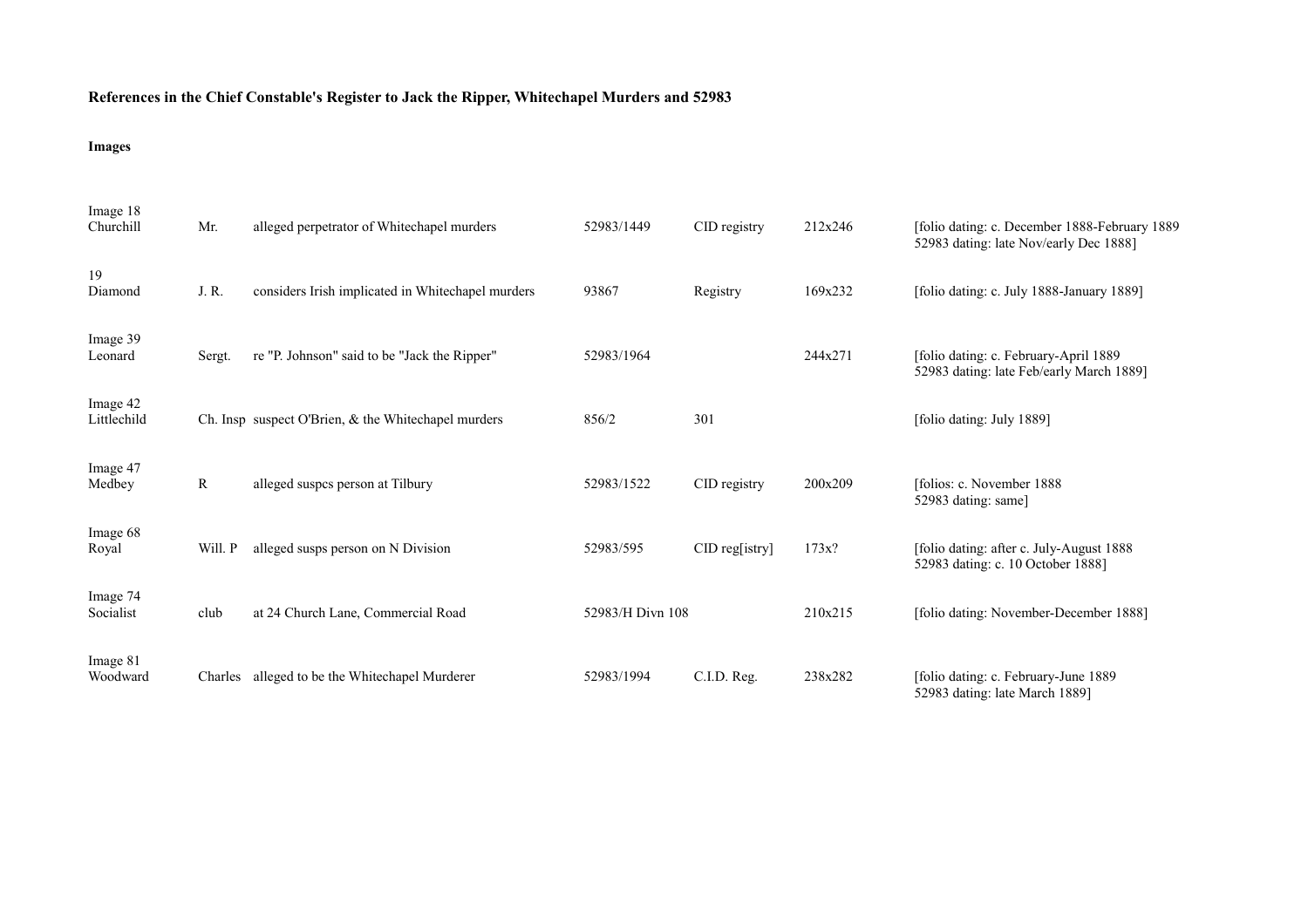**References in the Chief Constable's Register to Jack the Ripper, Whitechapel Murders and 52983**

**Images**

| | | | | | | |
|---|---|---|---|---|---|---|
| Image 18<br>Churchill | Mr. | alleged perpetrator of Whitechapel murders | 52983/1449 | CID registry | 212x246 | [folio dating: c. December 1888-February 1889<br>52983 dating: late Nov/early Dec 1888] |
| 19<br>Diamond | J. R. | considers Irish implicated in Whitechapel murders | 93867 | Registry | 169x232 | [folio dating: c. July 1888-January 1889] |
| Image 39<br>Leonard | Sergt. | re "P. Johnson" said to be "Jack the Ripper" | 52983/1964 | | 244x271 | [folio dating: c. February-April 1889<br>52983 dating: late Feb/early March 1889] |
| Image 42<br>Littlechild | Ch. Insp | suspect O'Brien, & the Whitechapel murders | 856/2 | 301 | | [folio dating: July 1889] |
| Image 47<br>Medbey | R | alleged suspcs person at Tilbury | 52983/1522 | CID registry | 200x209 | [folios: c. November 1888<br>52983 dating: same] |
| Image 68<br>Royal | Will. P | alleged susps person on N Division | 52983/595 | CID reg[istry] | 173x? | [folio dating: after c. July-August 1888<br>52983 dating: c. 10 October 1888] |
| Image 74<br>Socialist | club | at 24 Church Lane, Commercial Road | 52983/H Divn 108 | | 210x215 | [folio dating: November-December 1888] |
| Image 81<br>Woodward | Charles | alleged to be the Whitechapel Murderer | 52983/1994 | C.I.D. Reg. | 238x282 | [folio dating: c. February-June 1889<br>52983 dating: late March 1889] |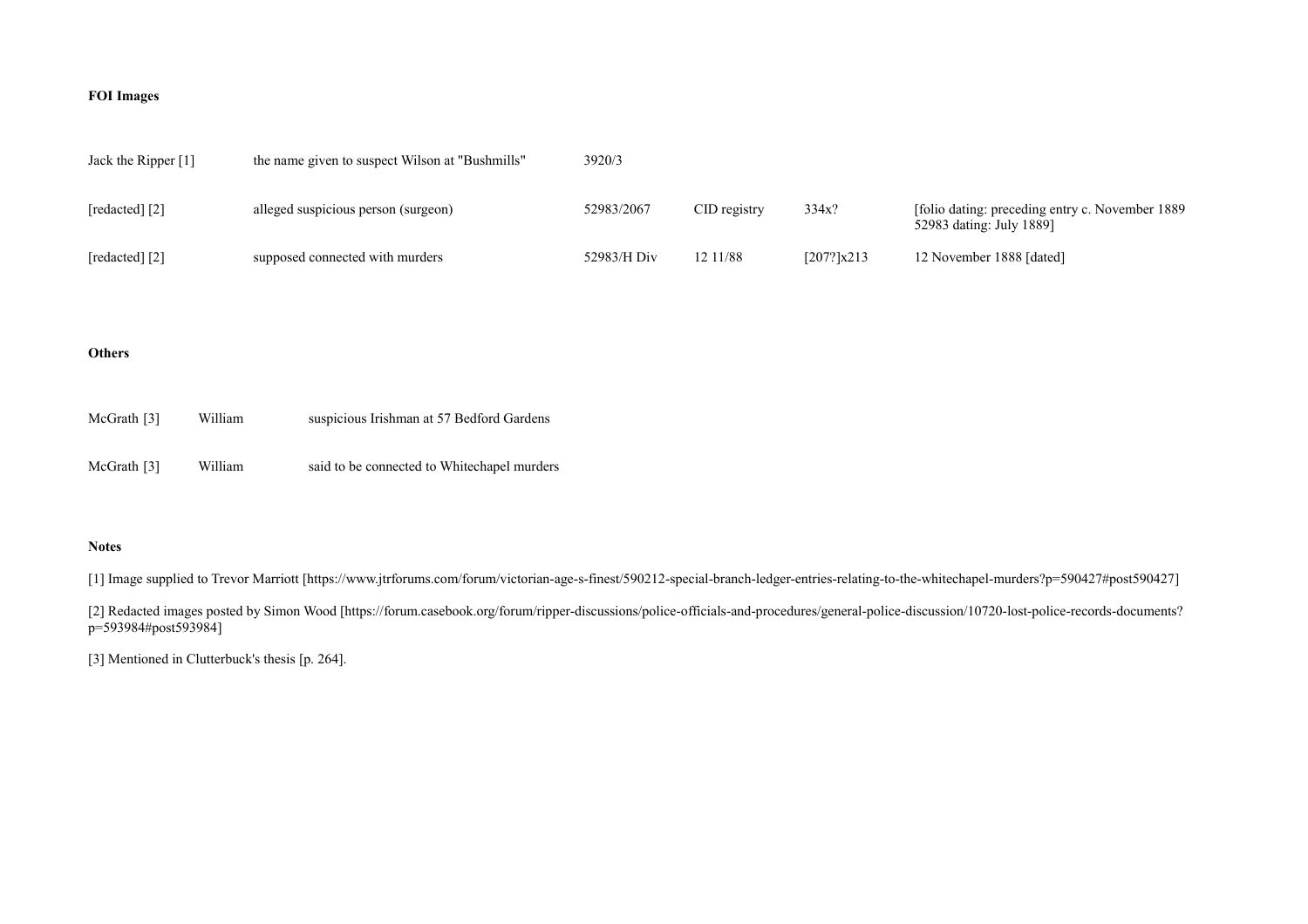**FOI Images**

| | | | | | |
|---|---|---|---|---|---|
| Jack the Ripper [1] | the name given to suspect Wilson at "Bushmills" | 3920/3 | | | |
| [redacted] [2] | alleged suspicious person (surgeon) | 52983/2067 | CID registry | 334x? | [folio dating: preceding entry c. November 1889 52983 dating: July 1889] |
| [redacted] [2] | supposed connected with murders | 52983/H Div | 12 11/88 | [207?]x213 | 12 November 1888 [dated] |

**Others**

| | | |
|---|---|---|
| McGrath [3] | William | suspicious Irishman at 57 Bedford Gardens |
| McGrath [3] | William | said to be connected to Whitechapel murders |

**Notes**

[1] Image supplied to Trevor Marriott [https://www.jtrforums.com/forum/victorian-age-s-finest/590212-special-branch-ledger-entries-relating-to-the-whitechapel-murders?p=590427#post590427]

[2] Redacted images posted by Simon Wood [https://forum.casebook.org/forum/ripper-discussions/police-officials-and-procedures/general-police-discussion/10720-lost-police-records-documents?p=593984#post593984]

[3] Mentioned in Clutterbuck's thesis [p. 264].